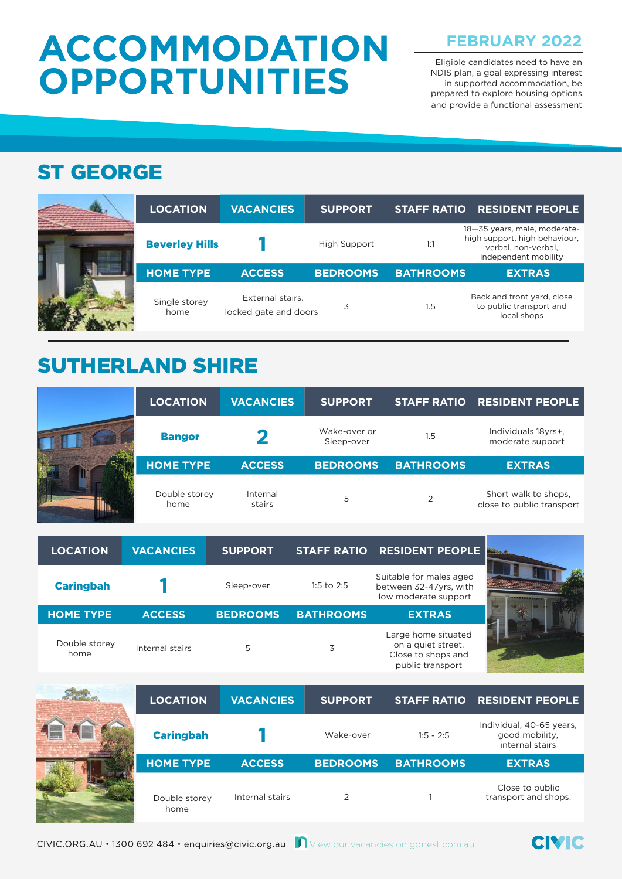# ACCOMMODATION OPPORTUNITIES

## FEBRUARY 2022

Eligible candidates need to have an NDIS plan, a goal expressing interest in supported accommodation, be prepared to explore housing options and provide a functional assessment

## ST GEORGE

| LOCATION | VACANCIES | SUPPORT | STAFF RATIO | RESIDENT PEOPLE |
|---|---|---|---|---|
| **Beverley Hills** | **1** | High Support | 1:1 | 18—35 years, male, moderate-high support, high behaviour, verbal, non-verbal, independent mobility |
| **HOME TYPE** | **ACCESS** | **BEDROOMS** | **BATHROOMS** | **EXTRAS** |
| Single storey home | External stairs, locked gate and doors | 3 | 1.5 | Back and front yard, close to public transport and local shops |

## SUTHERLAND SHIRE

| LOCATION | VACANCIES | SUPPORT | STAFF RATIO | RESIDENT PEOPLE |
|---|---|---|---|---|
| **Bangor** | **2** | Wake-over or Sleep-over | 1.5 | Individuals 18yrs+, moderate support |
| **HOME TYPE** | **ACCESS** | **BEDROOMS** | **BATHROOMS** | **EXTRAS** |
| Double storey home | Internal stairs | 5 | 2 | Short walk to shops, close to public transport |

| LOCATION | VACANCIES | SUPPORT | STAFF RATIO | RESIDENT PEOPLE |
|---|---|---|---|---|
| **Caringbah** | **1** | Sleep-over | 1:5 to 2:5 | Suitable for males aged between 32-47yrs, with low moderate support |
| **HOME TYPE** | **ACCESS** | **BEDROOMS** | **BATHROOMS** | **EXTRAS** |
| Double storey home | Internal stairs | 5 | 3 | Large home situated on a quiet street. Close to shops and public transport |

| LOCATION | VACANCIES | SUPPORT | STAFF RATIO | RESIDENT PEOPLE |
|---|---|---|---|---|
| **Caringbah** | **1** | Wake-over | 1:5 - 2:5 | Individual, 40-65 years, good mobility, internal stairs |
| **HOME TYPE** | **ACCESS** | **BEDROOMS** | **BATHROOMS** | **EXTRAS** |
| Double storey home | Internal stairs | 2 | 1 | Close to public transport and shops. |

CIVIC.ORG.AU • 1300 692 484 • enquiries@civic.org.au View our vacancies on gonest.com.au

CIVIC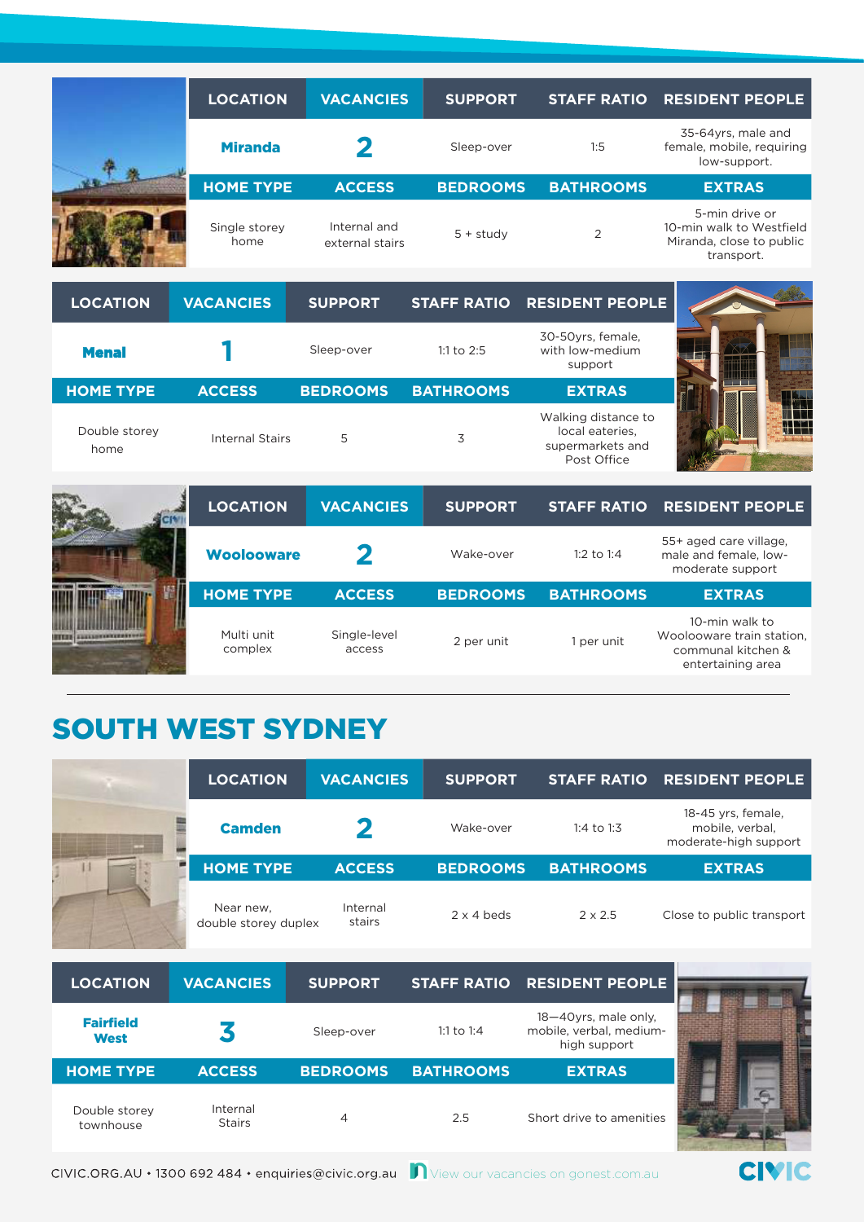| LOCATION | VACANCIES | SUPPORT | STAFF RATIO | RESIDENT PEOPLE |
|---|---|---|---|---|
| **Miranda** | **2** | Sleep-over | 1:5 | 35-64yrs, male and female, mobile, requiring low-support. |
| **HOME TYPE** | **ACCESS** | **BEDROOMS** | **BATHROOMS** | **EXTRAS** |
| Single storey home | Internal and external stairs | 5 + study | 2 | 5-min drive or 10-min walk to Westfield Miranda, close to public transport. |

| LOCATION | VACANCIES | SUPPORT | STAFF RATIO | RESIDENT PEOPLE |
|---|---|---|---|---|
| **Menai** | **1** | Sleep-over | 1:1 to 2:5 | 30-50yrs, female, with low-medium support |
| **HOME TYPE** | **ACCESS** | **BEDROOMS** | **BATHROOMS** | **EXTRAS** |
| Double storey home | Internal Stairs | 5 | 3 | Walking distance to local eateries, supermarkets and Post Office |

| LOCATION | VACANCIES | SUPPORT | STAFF RATIO | RESIDENT PEOPLE |
|---|---|---|---|---|
| **Woolooware** | **2** | Wake-over | 1:2 to 1:4 | 55+ aged care village, male and female, low-moderate support |
| **HOME TYPE** | **ACCESS** | **BEDROOMS** | **BATHROOMS** | **EXTRAS** |
| Multi unit complex | Single-level access | 2 per unit | 1 per unit | 10-min walk to Woolooware train station, communal kitchen & entertaining area |

## SOUTH WEST SYDNEY

| LOCATION | VACANCIES | SUPPORT | STAFF RATIO | RESIDENT PEOPLE |
|---|---|---|---|---|
| **Camden** | **2** | Wake-over | 1:4 to 1:3 | 18-45 yrs, female, mobile, verbal, moderate-high support |
| **HOME TYPE** | **ACCESS** | **BEDROOMS** | **BATHROOMS** | **EXTRAS** |
| Near new, double storey duplex | Internal stairs | 2 x 4 beds | 2 x 2.5 | Close to public transport |

| LOCATION | VACANCIES | SUPPORT | STAFF RATIO | RESIDENT PEOPLE |
|---|---|---|---|---|
| **Fairfield West** | **3** | Sleep-over | 1:1 to 1:4 | 18—40yrs, male only, mobile, verbal, medium-high support |
| **HOME TYPE** | **ACCESS** | **BEDROOMS** | **BATHROOMS** | **EXTRAS** |
| Double storey townhouse | Internal Stairs | 4 | 2.5 | Short drive to amenities |

CIVIC.ORG.AU • 1300 692 484 • enquiries@civic.org.au View our vacancies on gonest.com.au

CIVIC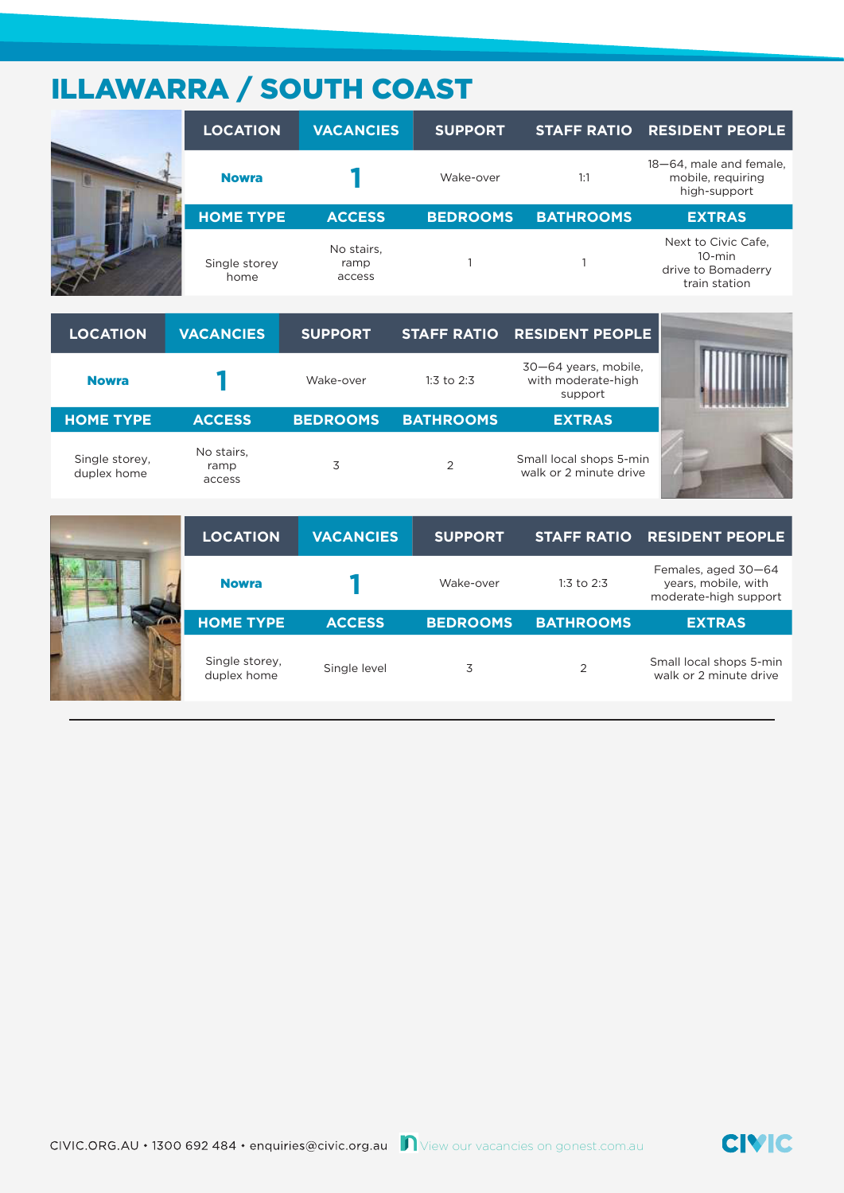# ILLAWARRA / SOUTH COAST

| LOCATION | VACANCIES | SUPPORT | STAFF RATIO | RESIDENT PEOPLE |
|---|---|---|---|---|
| **Nowra** | 1 | Wake-over | 1:1 | 18—64, male and female, mobile, requiring high-support |
| **HOME TYPE** | **ACCESS** | **BEDROOMS** | **BATHROOMS** | **EXTRAS** |
| Single storey home | No stairs, ramp access | 1 | 1 | Next to Civic Cafe, 10-min drive to Bomaderry train station |

| LOCATION | VACANCIES | SUPPORT | STAFF RATIO | RESIDENT PEOPLE |
|---|---|---|---|---|
| **Nowra** | 1 | Wake-over | 1:3 to 2:3 | 30—64 years, mobile, with moderate-high support |
| **HOME TYPE** | **ACCESS** | **BEDROOMS** | **BATHROOMS** | **EXTRAS** |
| Single storey, duplex home | No stairs, ramp access | 3 | 2 | Small local shops 5-min walk or 2 minute drive |

| LOCATION | VACANCIES | SUPPORT | STAFF RATIO | RESIDENT PEOPLE |
|---|---|---|---|---|
| **Nowra** | 1 | Wake-over | 1:3 to 2:3 | Females, aged 30—64 years, mobile, with moderate-high support |
| **HOME TYPE** | **ACCESS** | **BEDROOMS** | **BATHROOMS** | **EXTRAS** |
| Single storey, duplex home | Single level | 3 | 2 | Small local shops 5-min walk or 2 minute drive |

CIVIC.ORG.AU • 1300 692 484 • enquiries@civic.org.au View our vacancies on gonest.com.au